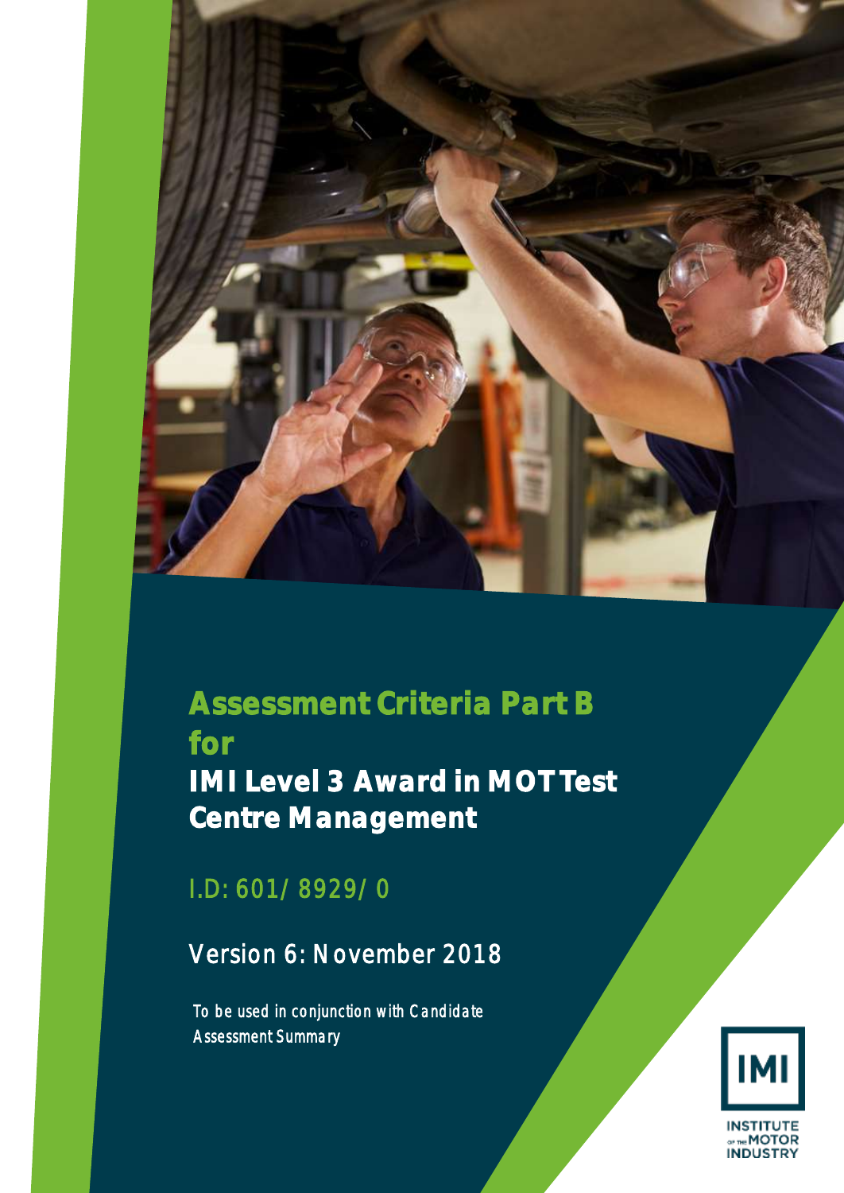# Assessment Criteria Part B for

# IMI Level 3 Award in MOT Test Centre Management

I.D: 601/8929/0

Version 6: November 2018

To be used in conjunction with Candidate Assessment Summary

INSTITUTE OF THE MOTOR INDUSTRY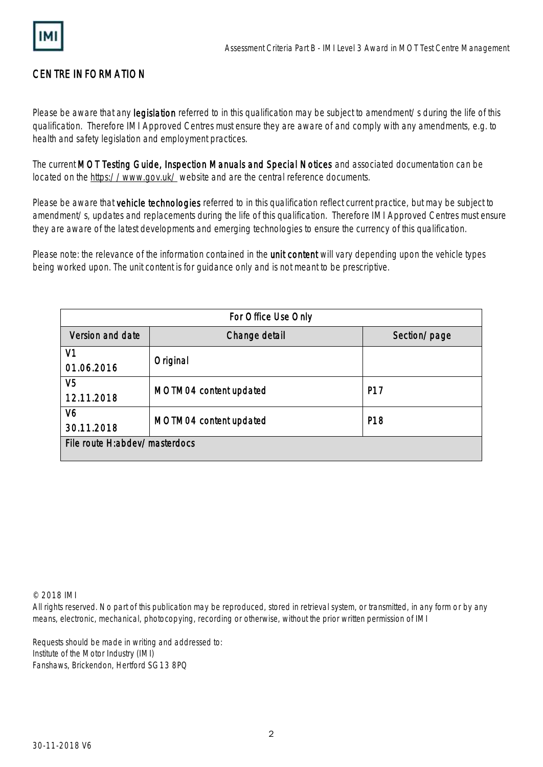## CENTRE INFORMATION

Please be aware that any **legislation** referred to in this qualification may be subject to amendment/s during the life of this qualification. Therefore IMI Approved Centres must ensure they are aware of and comply with any amendments, e.g. to health and safety legislation and employment practices.

The current **MOT Testing Guide, Inspection Manuals and Special Notices** and associated documentation can be located on the https://www.gov.uk/ website and are the central reference documents.

Please be aware that **vehicle technologies** referred to in this qualification reflect current practice, but may be subject to amendment/s, updates and replacements during the life of this qualification. Therefore IMI Approved Centres must ensure they are aware of the latest developments and emerging technologies to ensure the currency of this qualification.

Please note: the relevance of the information contained in the **unit content** will vary depending upon the vehicle types being worked upon. The unit content is for guidance only and is not meant to be prescriptive.

| For Office Use Only | | |
|---|---|---|
| Version and date | Change detail | Section/page |
| V1 01.06.2016 | Original | |
| V5 12.11.2018 | MOTM04 content updated | P17 |
| V6 30.11.2018 | MOTM04 content updated | P18 |
| File route H:abdev/masterdocs | | |

© 2018 IMI
All rights reserved. No part of this publication may be reproduced, stored in retrieval system, or transmitted, in any form or by any means, electronic, mechanical, photocopying, recording or otherwise, without the prior written permission of IMI

Requests should be made in writing and addressed to:
Institute of the Motor Industry (IMI)
Fanshaws, Brickendon, Hertford SG13 8PQ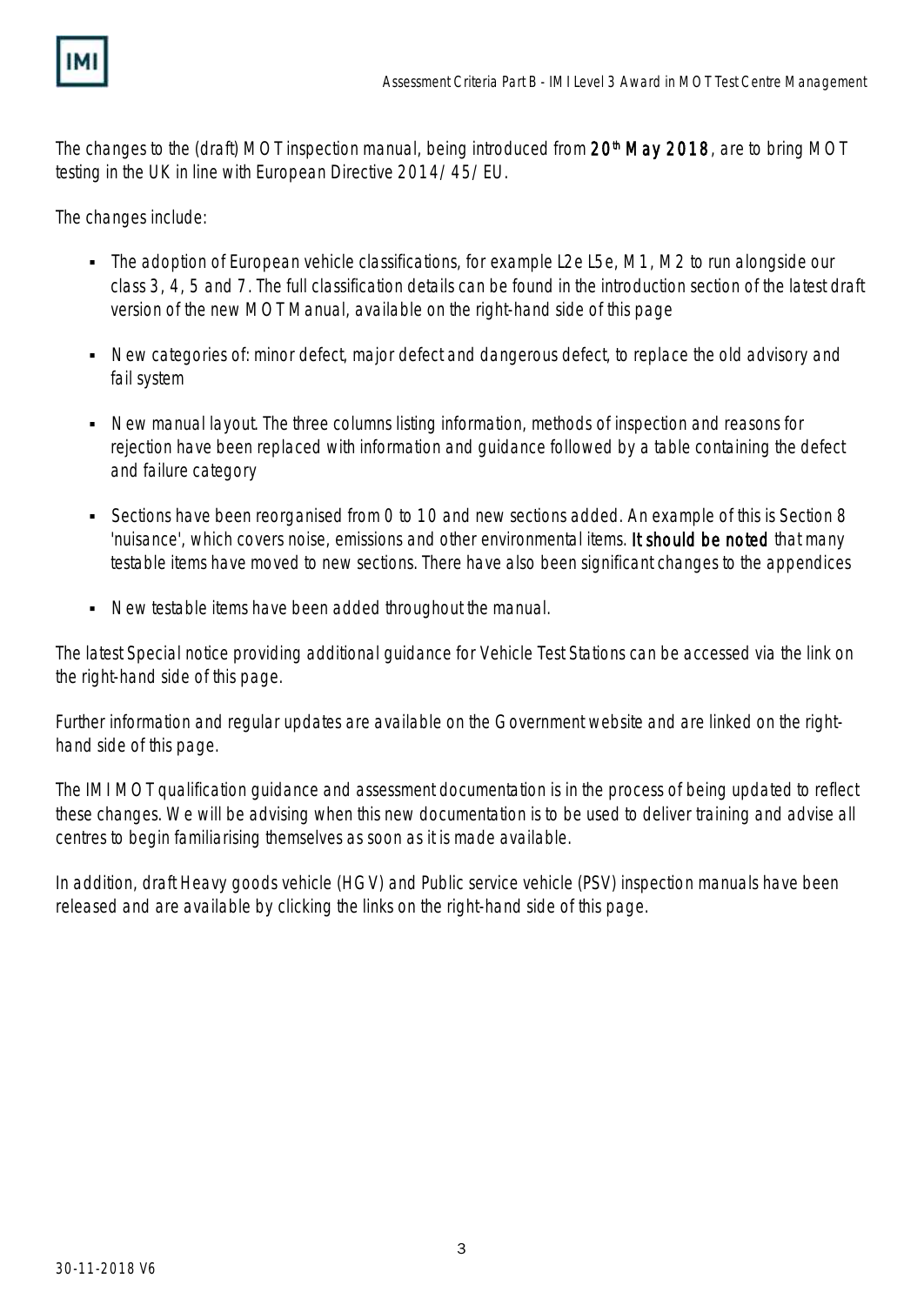The changes to the (draft) MOT inspection manual, being introduced from **20th May 2018**, are to bring MOT testing in the UK in line with European Directive 2014/45/EU.

The changes include:

- The adoption of European vehicle classifications, for example L2e L5e, M1, M2 to run alongside our class 3, 4, 5 and 7. The full classification details can be found in the introduction section of the latest draft version of the new MOT Manual, available on the right-hand side of this page
- New categories of: minor defect, major defect and dangerous defect, to replace the old advisory and fail system
- New manual layout. The three columns listing information, methods of inspection and reasons for rejection have been replaced with information and guidance followed by a table containing the defect and failure category
- Sections have been reorganised from 0 to 10 and new sections added. An example of this is Section 8 'nuisance', which covers noise, emissions and other environmental items. **It should be noted** that many testable items have moved to new sections. There have also been significant changes to the appendices
- New testable items have been added throughout the manual.

The latest Special notice providing additional guidance for Vehicle Test Stations can be accessed via the link on the right-hand side of this page.

Further information and regular updates are available on the Government website and are linked on the right-hand side of this page.

The IMI MOT qualification guidance and assessment documentation is in the process of being updated to reflect these changes. We will be advising when this new documentation is to be used to deliver training and advise all centres to begin familiarising themselves as soon as it is made available.

In addition, draft Heavy goods vehicle (HGV) and Public service vehicle (PSV) inspection manuals have been released and are available by clicking the links on the right-hand side of this page.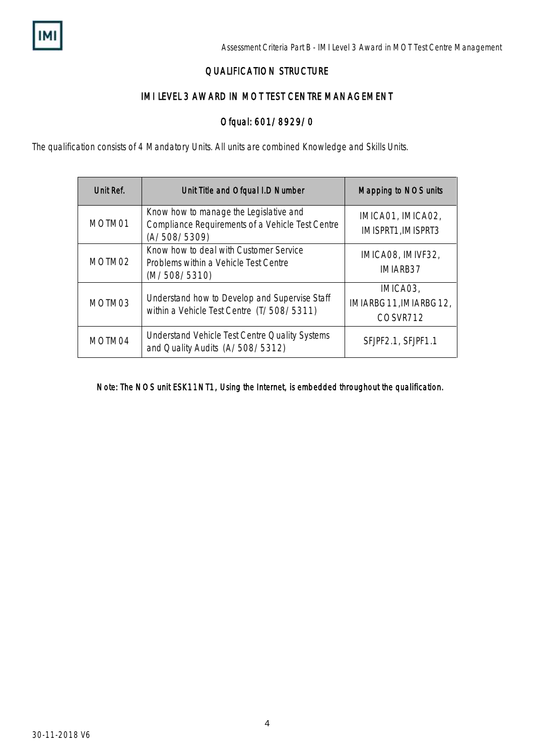## QUALIFICATION STRUCTURE

## IMI LEVEL 3 AWARD IN MOT TEST CENTRE MANAGEMENT

## Ofqual: 601/8929/0

The qualification consists of 4 Mandatory Units. All units are combined Knowledge and Skills Units.

| Unit Ref. | Unit Title and Ofqual I.D Number | Mapping to NOS units |
| --- | --- | --- |
| MOTM01 | Know how to manage the Legislative and Compliance Requirements of a Vehicle Test Centre (A/508/5309) | IMICA01, IMICA02, IMISPRT1,IMISPRT3 |
| MOTM02 | Know how to deal with Customer Service Problems within a Vehicle Test Centre (M/508/5310) | IMICA08, IMIVF32, IMIARB37 |
| MOTM03 | Understand how to Develop and Supervise Staff within a Vehicle Test Centre (T/508/5311) | IMICA03, IMIARBG11,IMIARBG12, COSVR712 |
| MOTM04 | Understand Vehicle Test Centre Quality Systems and Quality Audits (A/508/5312) | SFJPF2.1, SFJPF1.1 |

**Note: The NOS unit ESK11NT1, Using the Internet, is embedded throughout the qualification.**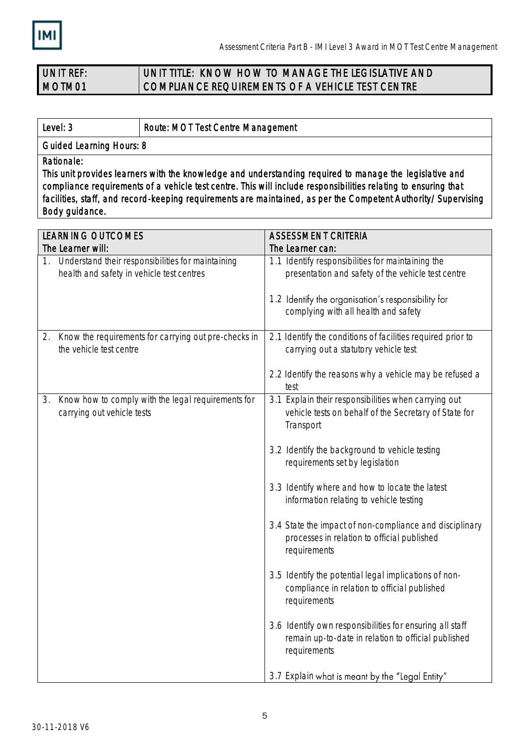| UNIT REF: MOTM01 | UNIT TITLE: KNOW HOW TO MANAGE THE LEGISLATIVE AND COMPLIANCE REQUIREMENTS OF A VEHICLE TEST CENTRE |
|---|---|

| Level: 3 | Route: MOT Test Centre Management |
|---|---|
| Guided Learning Hours: 8 | |
| Rationale: This unit provides learners with the knowledge and understanding required to manage the legislative and compliance requirements of a vehicle test centre. This will include responsibilities relating to ensuring that facilities, staff, and record-keeping requirements are maintained, as per the Competent Authority/Supervising Body guidance. | |

| LEARNING OUTCOMES<br>The Learner will: | ASSESSMENT CRITERIA<br>The Learner can: |
|---|---|
| 1. Understand their responsibilities for maintaining health and safety in vehicle test centres | 1.1 Identify responsibilities for maintaining the presentation and safety of the vehicle test centre<br><br>1.2 Identify the organisation's responsibility for complying with all health and safety |
| 2. Know the requirements for carrying out pre-checks in the vehicle test centre | 2.1 Identify the conditions of facilities required prior to carrying out a statutory vehicle test<br><br>2.2 Identify the reasons why a vehicle may be refused a test |
| 3. Know how to comply with the legal requirements for carrying out vehicle tests | 3.1 Explain their responsibilities when carrying out vehicle tests on behalf of the Secretary of State for Transport<br><br>3.2 Identify the background to vehicle testing requirements set by legislation<br><br>3.3 Identify where and how to locate the latest information relating to vehicle testing<br><br>3.4 State the impact of non-compliance and disciplinary processes in relation to official published requirements<br><br>3.5 Identify the potential legal implications of non-compliance in relation to official published requirements<br><br>3.6 Identify own responsibilities for ensuring all staff remain up-to-date in relation to official published requirements<br><br>3.7 Explain what is meant by the "Legal Entity" |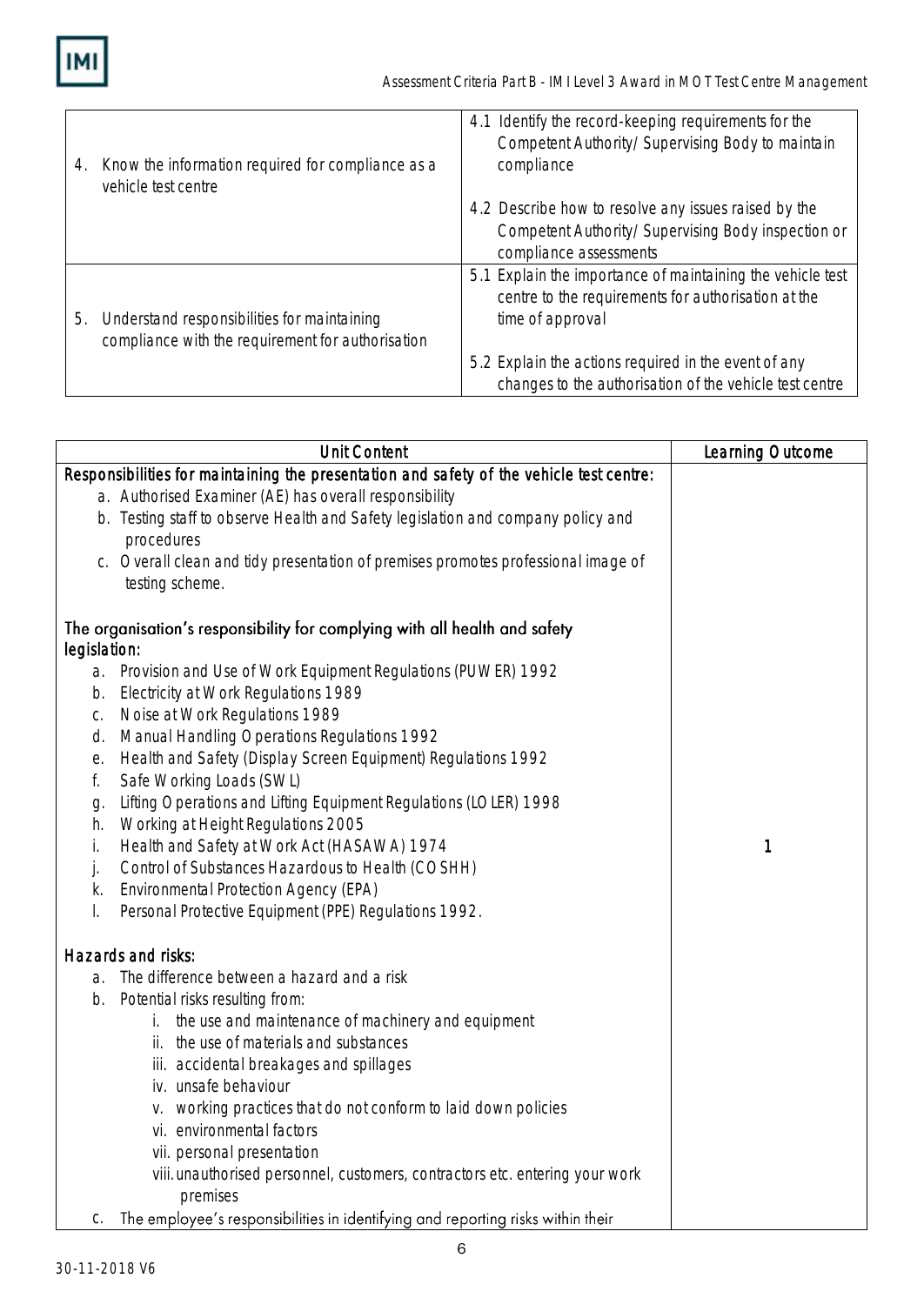| | |
|---|---|
| 4. Know the information required for compliance as a vehicle test centre | 4.1 Identify the record-keeping requirements for the Competent Authority/ Supervising Body to maintain compliance<br><br>4.2 Describe how to resolve any issues raised by the Competent Authority/ Supervising Body inspection or compliance assessments |
| 5. Understand responsibilities for maintaining compliance with the requirement for authorisation | 5.1 Explain the importance of maintaining the vehicle test centre to the requirements for authorisation at the time of approval<br><br>5.2 Explain the actions required in the event of any changes to the authorisation of the vehicle test centre |

| Unit Content | Learning Outcome |
|---|---|
| **Responsibilities for maintaining the presentation and safety of the vehicle test centre:**<br>a. Authorised Examiner (AE) has overall responsibility<br>b. Testing staff to observe Health and Safety legislation and company policy and procedures<br>c. Overall clean and tidy presentation of premises promotes professional image of testing scheme.<br><br>**The organisation's responsibility for complying with all health and safety legislation:**<br>a. Provision and Use of Work Equipment Regulations (PUWER) 1992<br>b. Electricity at Work Regulations 1989<br>c. Noise at Work Regulations 1989<br>d. Manual Handling Operations Regulations 1992<br>e. Health and Safety (Display Screen Equipment) Regulations 1992<br>f. Safe Working Loads (SWL)<br>g. Lifting Operations and Lifting Equipment Regulations (LOLER) 1998<br>h. Working at Height Regulations 2005<br>i. Health and Safety at Work Act (HASAWA) 1974<br>j. Control of Substances Hazardous to Health (COSHH)<br>k. Environmental Protection Agency (EPA)<br>l. Personal Protective Equipment (PPE) Regulations 1992.<br><br>**Hazards and risks:**<br>a. The difference between a hazard and a risk<br>b. Potential risks resulting from:<br>i. the use and maintenance of machinery and equipment<br>ii. the use of materials and substances<br>iii. accidental breakages and spillages<br>iv. unsafe behaviour<br>v. working practices that do not conform to laid down policies<br>vi. environmental factors<br>vii. personal presentation<br>viii. unauthorised personnel, customers, contractors etc. entering your work premises<br>c. The employee's responsibilities in identifying and reporting risks within their | 1 |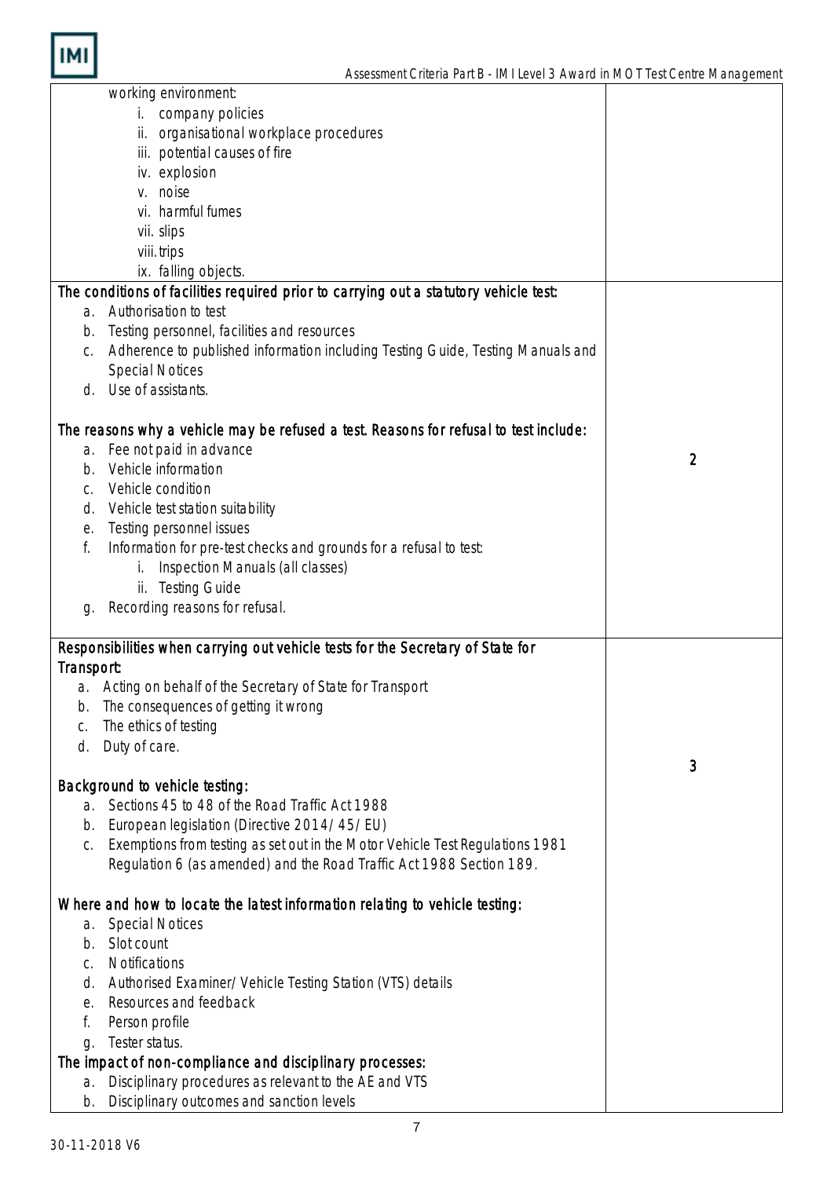| | |
|---|---|
| working environment:<br>i. company policies<br>ii. organisational workplace procedures<br>iii. potential causes of fire<br>iv. explosion<br>v. noise<br>vi. harmful fumes<br>vii. slips<br>viii. trips<br>ix. falling objects. | |
| **The conditions of facilities required prior to carrying out a statutory vehicle test:**<br>a. Authorisation to test<br>b. Testing personnel, facilities and resources<br>c. Adherence to published information including Testing Guide, Testing Manuals and Special Notices<br>d. Use of assistants.<br><br>**The reasons why a vehicle may be refused a test. Reasons for refusal to test include:**<br>a. Fee not paid in advance<br>b. Vehicle information<br>c. Vehicle condition<br>d. Vehicle test station suitability<br>e. Testing personnel issues<br>f. Information for pre-test checks and grounds for a refusal to test:<br>i. Inspection Manuals (all classes)<br>ii. Testing Guide<br>g. Recording reasons for refusal. | 2 |
| **Responsibilities when carrying out vehicle tests for the Secretary of State for Transport:**<br>a. Acting on behalf of the Secretary of State for Transport<br>b. The consequences of getting it wrong<br>c. The ethics of testing<br>d. Duty of care.<br><br>**Background to vehicle testing:**<br>a. Sections 45 to 48 of the Road Traffic Act 1988<br>b. European legislation (Directive 2014/45/EU)<br>c. Exemptions from testing as set out in the Motor Vehicle Test Regulations 1981 Regulation 6 (as amended) and the Road Traffic Act 1988 Section 189.<br><br>**Where and how to locate the latest information relating to vehicle testing:**<br>a. Special Notices<br>b. Slot count<br>c. Notifications<br>d. Authorised Examiner/Vehicle Testing Station (VTS) details<br>e. Resources and feedback<br>f. Person profile<br>g. Tester status.<br>**The impact of non-compliance and disciplinary processes:**<br>a. Disciplinary procedures as relevant to the AE and VTS<br>b. Disciplinary outcomes and sanction levels | 3 |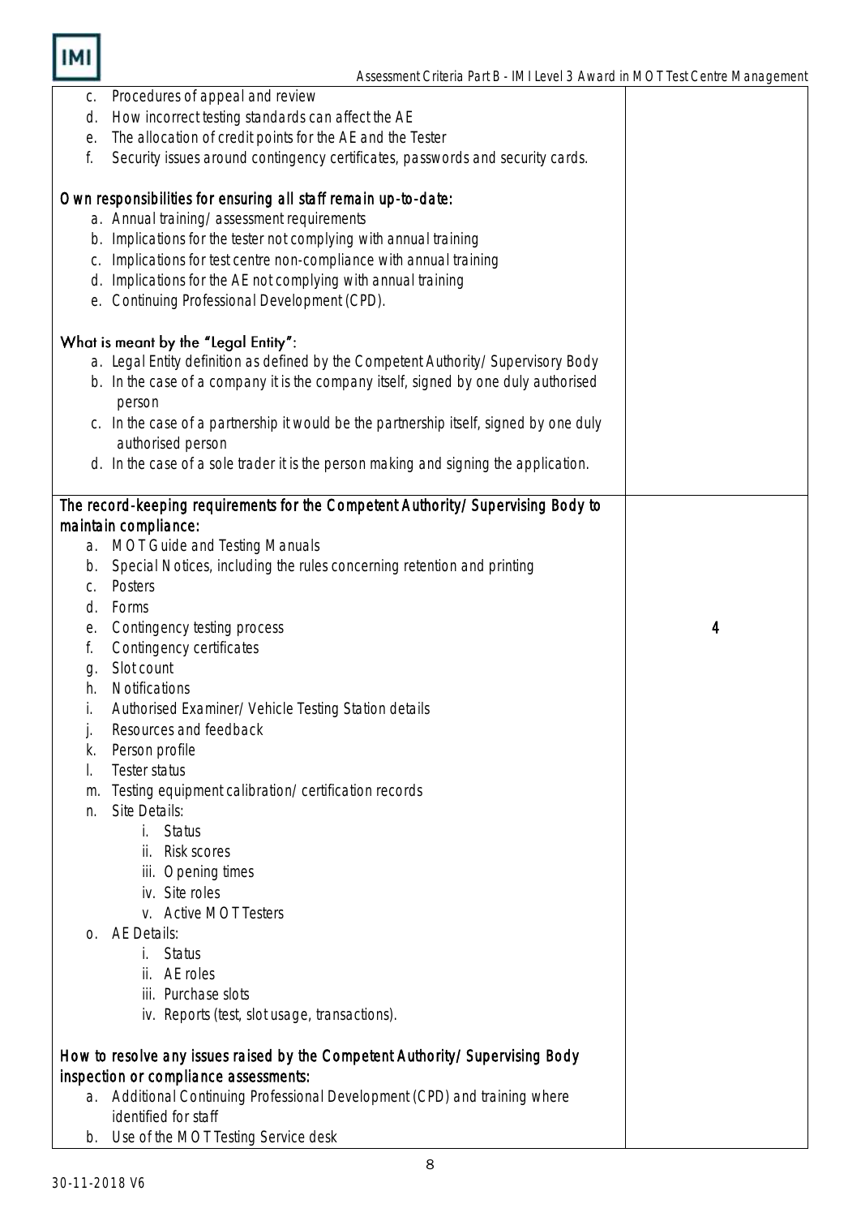| | |
|---|---|
| c. Procedures of appeal and review<br>d. How incorrect testing standards can affect the AE<br>e. The allocation of credit points for the AE and the Tester<br>f. Security issues around contingency certificates, passwords and security cards.<br><br>Own responsibilities for ensuring all staff remain up-to-date:<br>a. Annual training/assessment requirements<br>b. Implications for the tester not complying with annual training<br>c. Implications for test centre non-compliance with annual training<br>d. Implications for the AE not complying with annual training<br>e. Continuing Professional Development (CPD).<br><br>What is meant by the "Legal Entity":<br>a. Legal Entity definition as defined by the Competent Authority/Supervisory Body<br>b. In the case of a company it is the company itself, signed by one duly authorised person<br>c. In the case of a partnership it would be the partnership itself, signed by one duly authorised person<br>d. In the case of a sole trader it is the person making and signing the application. | |
| The record-keeping requirements for the Competent Authority/Supervising Body to maintain compliance:<br>a. MOT Guide and Testing Manuals<br>b. Special Notices, including the rules concerning retention and printing<br>c. Posters<br>d. Forms<br>e. Contingency testing process<br>f. Contingency certificates<br>g. Slot count<br>h. Notifications<br>i. Authorised Examiner/Vehicle Testing Station details<br>j. Resources and feedback<br>k. Person profile<br>l. Tester status<br>m. Testing equipment calibration/certification records<br>n. Site Details:<br>i. Status<br>ii. Risk scores<br>iii. Opening times<br>iv. Site roles<br>v. Active MOT Testers<br>o. AE Details:<br>i. Status<br>ii. AE roles<br>iii. Purchase slots<br>iv. Reports (test, slot usage, transactions).<br><br>How to resolve any issues raised by the Competent Authority/Supervising Body inspection or compliance assessments:<br>a. Additional Continuing Professional Development (CPD) and training where identified for staff<br>b. Use of the MOT Testing Service desk | 4 |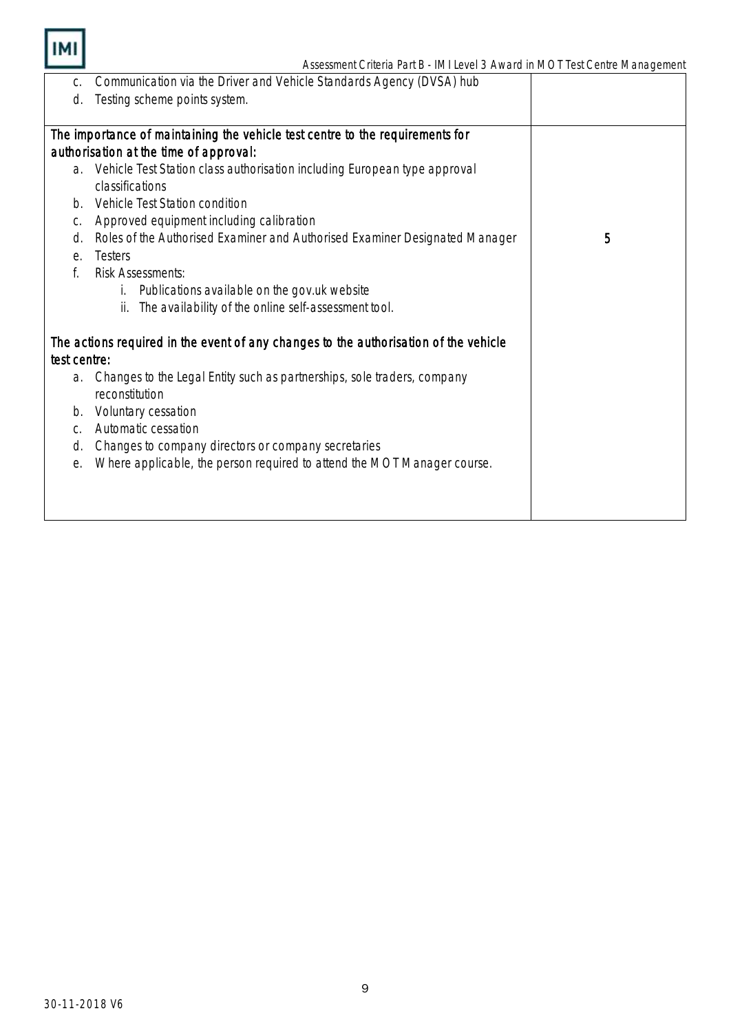| | |
|---|---|
| c. Communication via the Driver and Vehicle Standards Agency (DVSA) hub<br>d. Testing scheme points system. | |
| **The importance of maintaining the vehicle test centre to the requirements for authorisation at the time of approval:**<br>a. Vehicle Test Station class authorisation including European type approval classifications<br>b. Vehicle Test Station condition<br>c. Approved equipment including calibration<br>d. Roles of the Authorised Examiner and Authorised Examiner Designated Manager<br>e. Testers<br>f. Risk Assessments:<br>i. Publications available on the gov.uk website<br>ii. The availability of the online self-assessment tool.<br><br>**The actions required in the event of any changes to the authorisation of the vehicle test centre:**<br>a. Changes to the Legal Entity such as partnerships, sole traders, company reconstitution<br>b. Voluntary cessation<br>c. Automatic cessation<br>d. Changes to company directors or company secretaries<br>e. Where applicable, the person required to attend the MOT Manager course. | **5** |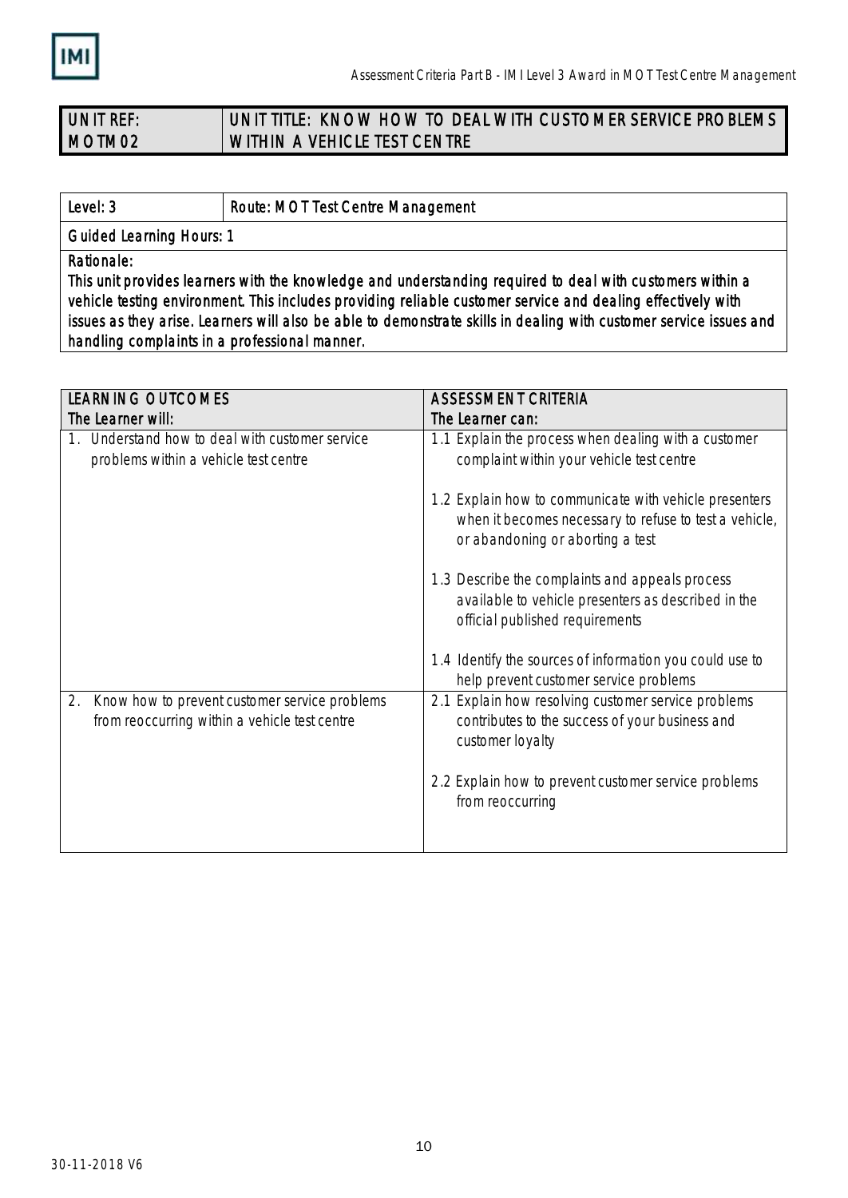| UNIT REF: MOTM02 | UNIT TITLE: KNOW HOW TO DEAL WITH CUSTOMER SERVICE PROBLEMS WITHIN A VEHICLE TEST CENTRE |
|---|---|

| Level: 3 | Route: MOT Test Centre Management |
|---|---|
| Guided Learning Hours: 1 | |
| Rationale: This unit provides learners with the knowledge and understanding required to deal with customers within a vehicle testing environment. This includes providing reliable customer service and dealing effectively with issues as they arise. Learners will also be able to demonstrate skills in dealing with customer service issues and handling complaints in a professional manner. | |

| LEARNING OUTCOMES<br>The Learner will: | ASSESSMENT CRITERIA<br>The Learner can: |
|---|---|
| 1. Understand how to deal with customer service problems within a vehicle test centre | 1.1 Explain the process when dealing with a customer complaint within your vehicle test centre<br><br>1.2 Explain how to communicate with vehicle presenters when it becomes necessary to refuse to test a vehicle, or abandoning or aborting a test<br><br>1.3 Describe the complaints and appeals process available to vehicle presenters as described in the official published requirements<br><br>1.4 Identify the sources of information you could use to help prevent customer service problems |
| 2. Know how to prevent customer service problems from reoccurring within a vehicle test centre | 2.1 Explain how resolving customer service problems contributes to the success of your business and customer loyalty<br><br>2.2 Explain how to prevent customer service problems from reoccurring |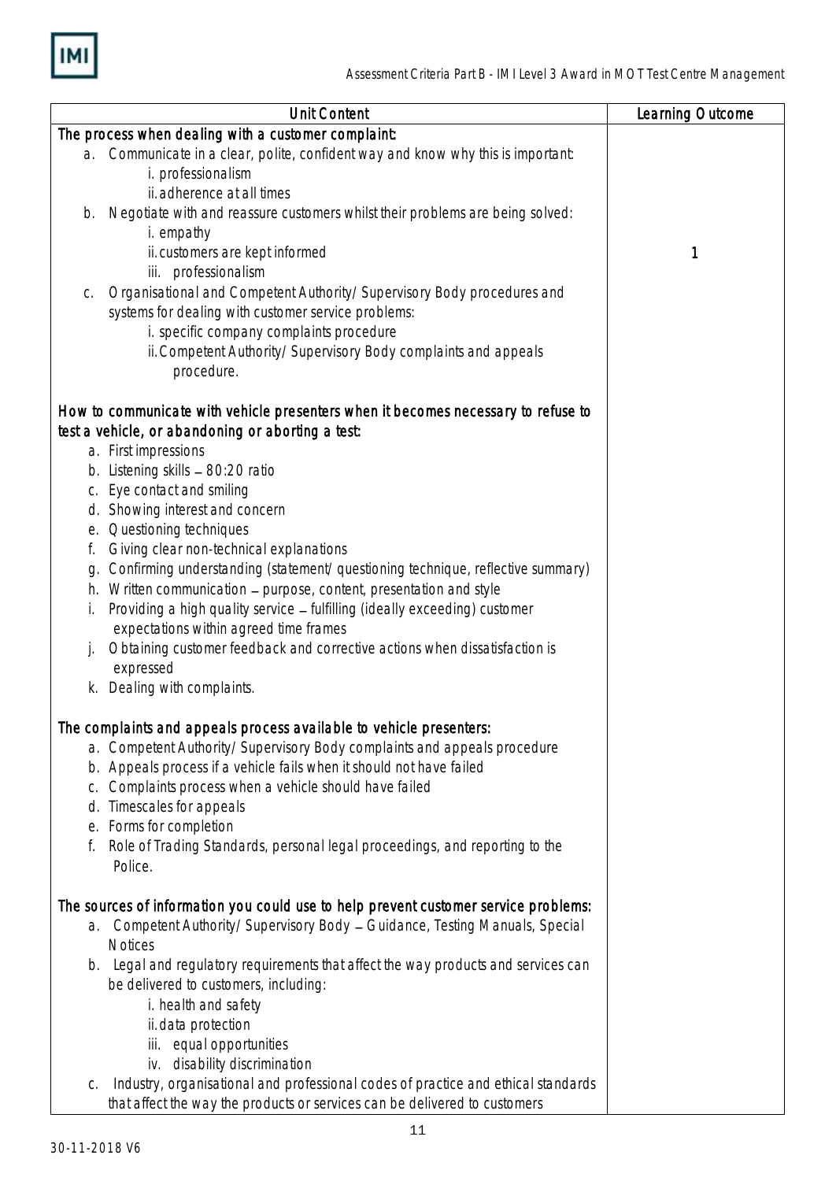| Unit Content | Learning Outcome |
|---|---|
| **The process when dealing with a customer complaint:**<br>a. Communicate in a clear, polite, confident way and know why this is important:<br>i. professionalism<br>ii. adherence at all times<br>b. Negotiate with and reassure customers whilst their problems are being solved:<br>i. empathy<br>ii. customers are kept informed<br>iii. professionalism<br>c. Organisational and Competent Authority/ Supervisory Body procedures and systems for dealing with customer service problems:<br>i. specific company complaints procedure<br>ii. Competent Authority/ Supervisory Body complaints and appeals procedure.<br><br>**How to communicate with vehicle presenters when it becomes necessary to refuse to test a vehicle, or abandoning or aborting a test:**<br>a. First impressions<br>b. Listening skills – 80:20 ratio<br>c. Eye contact and smiling<br>d. Showing interest and concern<br>e. Questioning techniques<br>f. Giving clear non-technical explanations<br>g. Confirming understanding (statement/ questioning technique, reflective summary)<br>h. Written communication – purpose, content, presentation and style<br>i. Providing a high quality service – fulfilling (ideally exceeding) customer expectations within agreed time frames<br>j. Obtaining customer feedback and corrective actions when dissatisfaction is expressed<br>k. Dealing with complaints.<br><br>**The complaints and appeals process available to vehicle presenters:**<br>a. Competent Authority/ Supervisory Body complaints and appeals procedure<br>b. Appeals process if a vehicle fails when it should not have failed<br>c. Complaints process when a vehicle should have failed<br>d. Timescales for appeals<br>e. Forms for completion<br>f. Role of Trading Standards, personal legal proceedings, and reporting to the Police.<br><br>**The sources of information you could use to help prevent customer service problems:**<br>a. Competent Authority/ Supervisory Body – Guidance, Testing Manuals, Special Notices<br>b. Legal and regulatory requirements that affect the way products and services can be delivered to customers, including:<br>i. health and safety<br>ii. data protection<br>iii. equal opportunities<br>iv. disability discrimination<br>c. Industry, organisational and professional codes of practice and ethical standards that affect the way the products or services can be delivered to customers | 1 |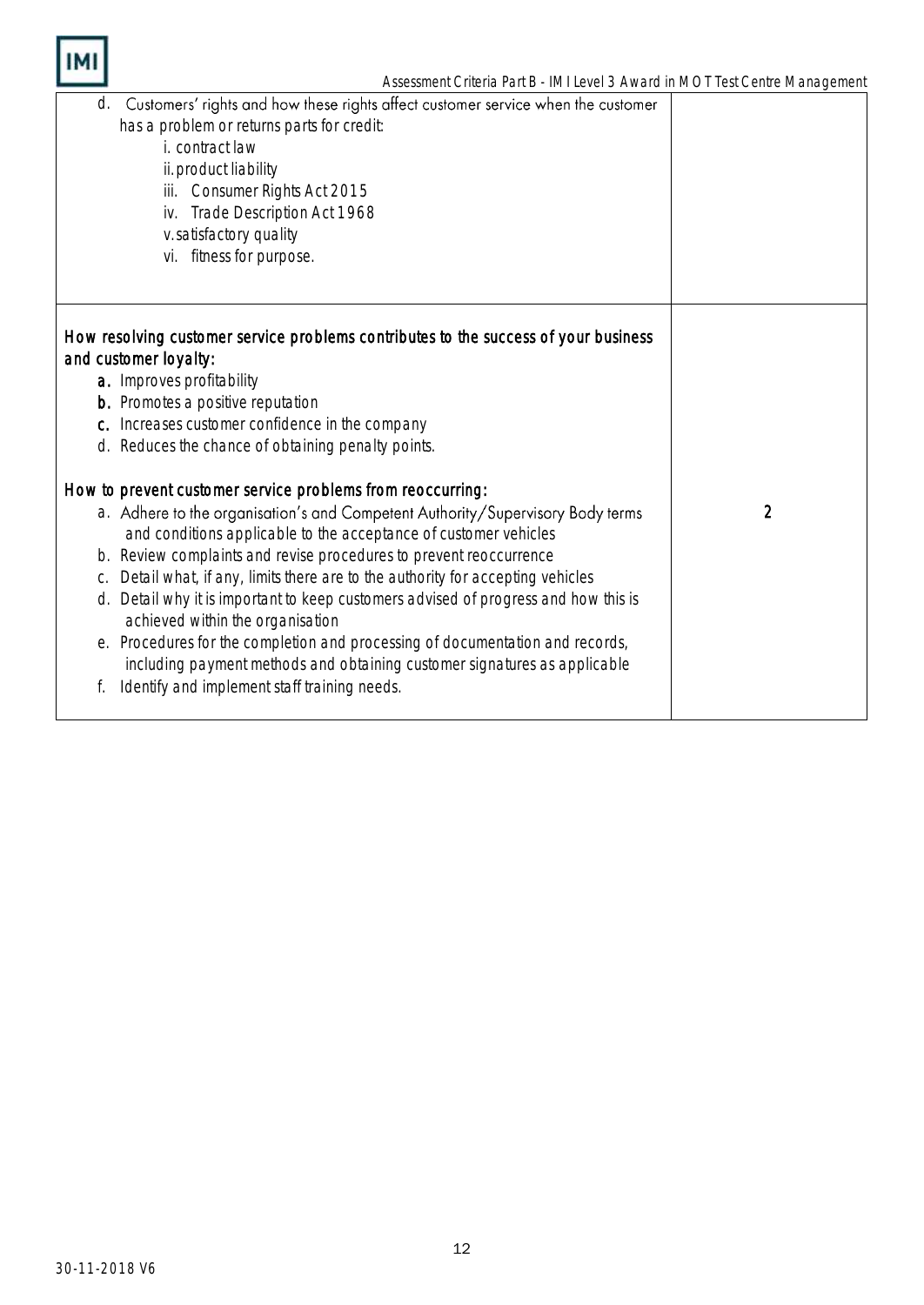| | |
|---|---|
| d. Customers' rights and how these rights affect customer service when the customer has a problem or returns parts for credit:<br>i. contract law<br>ii. product liability<br>iii. Consumer Rights Act 2015<br>iv. Trade Description Act 1968<br>v. satisfactory quality<br>vi. fitness for purpose. | |
| **How resolving customer service problems contributes to the success of your business and customer loyalty:**<br>a. Improves profitability<br>b. Promotes a positive reputation<br>c. Increases customer confidence in the company<br>d. Reduces the chance of obtaining penalty points.<br><br>**How to prevent customer service problems from reoccurring:**<br>a. Adhere to the organisation's and Competent Authority/Supervisory Body terms and conditions applicable to the acceptance of customer vehicles<br>b. Review complaints and revise procedures to prevent reoccurrence<br>c. Detail what, if any, limits there are to the authority for accepting vehicles<br>d. Detail why it is important to keep customers advised of progress and how this is achieved within the organisation<br>e. Procedures for the completion and processing of documentation and records, including payment methods and obtaining customer signatures as applicable<br>f. Identify and implement staff training needs. | 2 |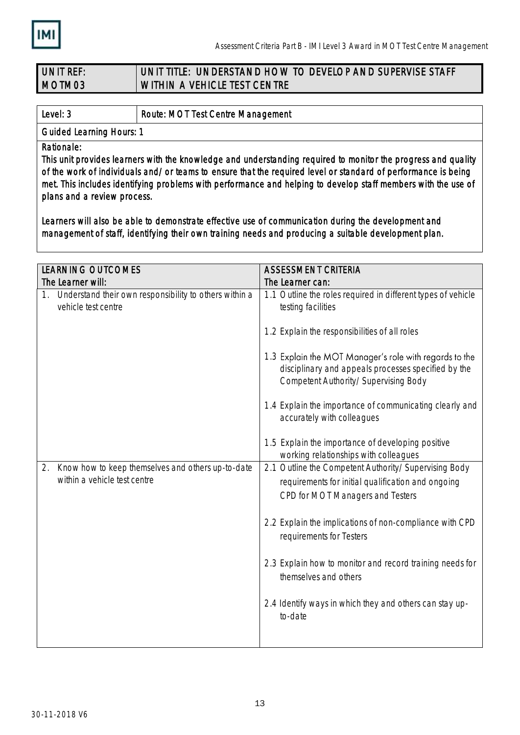| UNIT REF: MOTM03 | UNIT TITLE: UNDERSTAND HOW TO DEVELOP AND SUPERVISE STAFF WITHIN A VEHICLE TEST CENTRE |
| --- | --- |

| Level: 3 | Route: MOT Test Centre Management |
| --- | --- |
| Guided Learning Hours: 1 | |

**Rationale:**

This unit provides learners with the knowledge and understanding required to monitor the progress and quality of the work of individuals and/or teams to ensure that the required level or standard of performance is being met. This includes identifying problems with performance and helping to develop staff members with the use of plans and a review process.

Learners will also be able to demonstrate effective use of communication during the development and management of staff, identifying their own training needs and producing a suitable development plan.

| LEARNING OUTCOMES<br>The Learner will: | ASSESSMENT CRITERIA<br>The Learner can: |
| --- | --- |
| 1. Understand their own responsibility to others within a vehicle test centre | 1.1 Outline the roles required in different types of vehicle testing facilities<br><br>1.2 Explain the responsibilities of all roles<br><br>1.3 Explain the MOT Manager's role with regards to the disciplinary and appeals processes specified by the Competent Authority/Supervising Body<br><br>1.4 Explain the importance of communicating clearly and accurately with colleagues<br><br>1.5 Explain the importance of developing positive working relationships with colleagues |
| 2. Know how to keep themselves and others up-to-date within a vehicle test centre | 2.1 Outline the Competent Authority/Supervising Body requirements for initial qualification and ongoing CPD for MOT Managers and Testers<br><br>2.2 Explain the implications of non-compliance with CPD requirements for Testers<br><br>2.3 Explain how to monitor and record training needs for themselves and others<br><br>2.4 Identify ways in which they and others can stay up-to-date |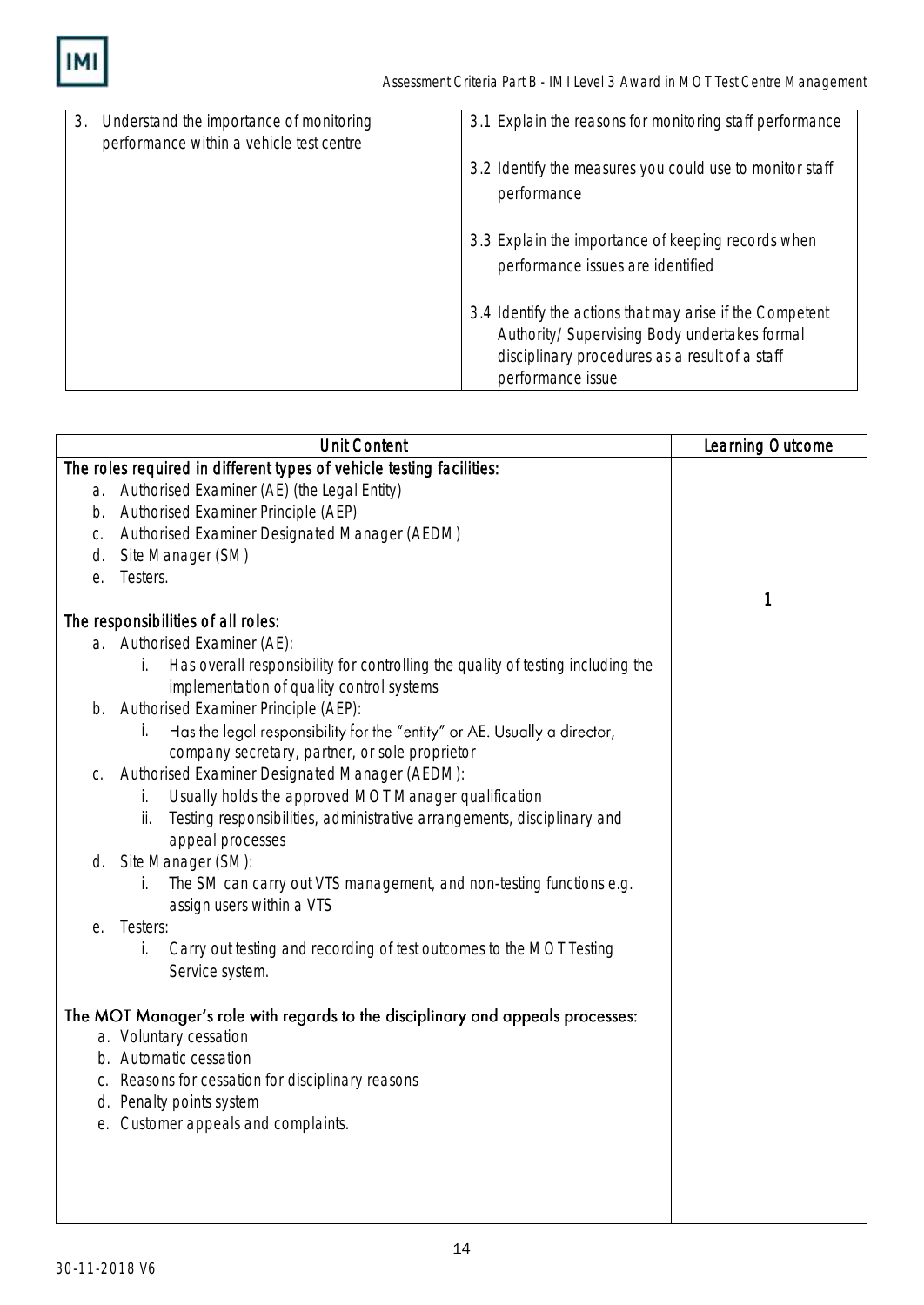| | |
|---|---|
| 3. Understand the importance of monitoring performance within a vehicle test centre | 3.1 Explain the reasons for monitoring staff performance<br><br>3.2 Identify the measures you could use to monitor staff performance<br><br>3.3 Explain the importance of keeping records when performance issues are identified<br><br>3.4 Identify the actions that may arise if the Competent Authority/ Supervising Body undertakes formal disciplinary procedures as a result of a staff performance issue |

| Unit Content | Learning Outcome |
|---|---|
| **The roles required in different types of vehicle testing facilities:**<br>a. Authorised Examiner (AE) (the Legal Entity)<br>b. Authorised Examiner Principle (AEP)<br>c. Authorised Examiner Designated Manager (AEDM)<br>d. Site Manager (SM)<br>e. Testers.<br><br>**The responsibilities of all roles:**<br>a. Authorised Examiner (AE):<br>i. Has overall responsibility for controlling the quality of testing including the implementation of quality control systems<br>b. Authorised Examiner Principle (AEP):<br>i. Has the legal responsibility for the "entity" or AE. Usually a director, company secretary, partner, or sole proprietor<br>c. Authorised Examiner Designated Manager (AEDM):<br>i. Usually holds the approved MOT Manager qualification<br>ii. Testing responsibilities, administrative arrangements, disciplinary and appeal processes<br>d. Site Manager (SM):<br>i. The SM can carry out VTS management, and non-testing functions e.g. assign users within a VTS<br>e. Testers:<br>i. Carry out testing and recording of test outcomes to the MOT Testing Service system.<br><br>**The MOT Manager's role with regards to the disciplinary and appeals processes:**<br>a. Voluntary cessation<br>b. Automatic cessation<br>c. Reasons for cessation for disciplinary reasons<br>d. Penalty points system<br>e. Customer appeals and complaints. | 1 |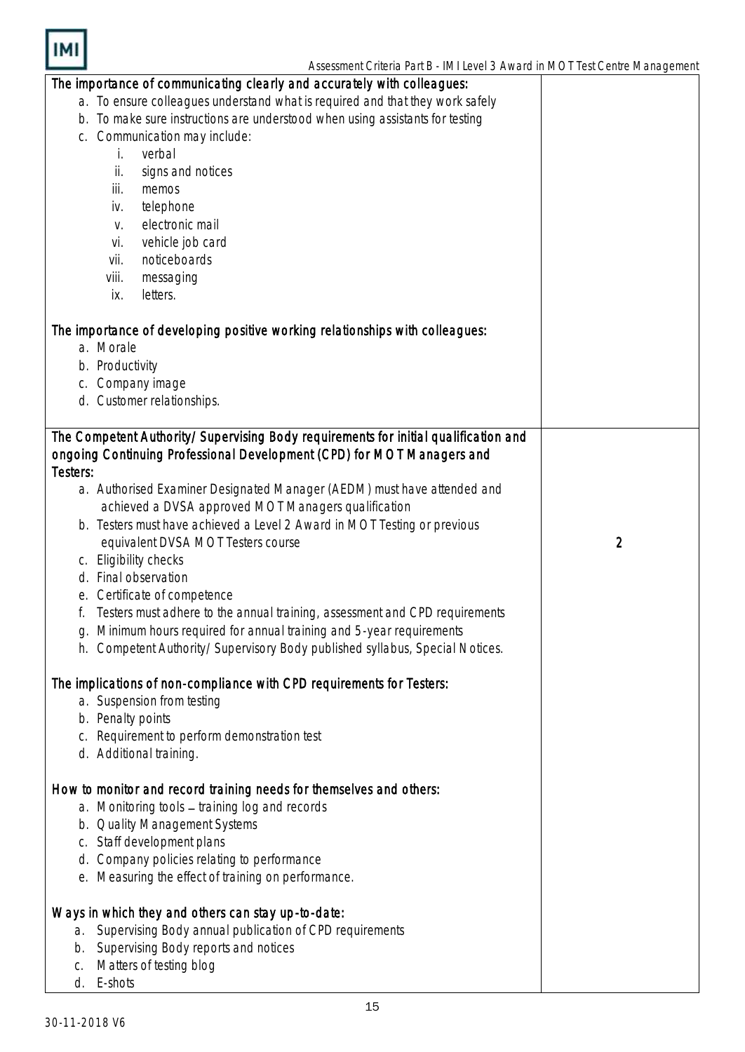| | |
|---|---|
| **The importance of communicating clearly and accurately with colleagues:**<br>a. To ensure colleagues understand what is required and that they work safely<br>b. To make sure instructions are understood when using assistants for testing<br>c. Communication may include:<br>i. verbal<br>ii. signs and notices<br>iii. memos<br>iv. telephone<br>v. electronic mail<br>vi. vehicle job card<br>vii. noticeboards<br>viii. messaging<br>ix. letters.<br><br>**The importance of developing positive working relationships with colleagues:**<br>a. Morale<br>b. Productivity<br>c. Company image<br>d. Customer relationships. | |
| **The Competent Authority/ Supervising Body requirements for initial qualification and ongoing Continuing Professional Development (CPD) for MOT Managers and Testers:**<br>a. Authorised Examiner Designated Manager (AEDM) must have attended and achieved a DVSA approved MOT Managers qualification<br>b. Testers must have achieved a Level 2 Award in MOT Testing or previous equivalent DVSA MOT Testers course<br>c. Eligibility checks<br>d. Final observation<br>e. Certificate of competence<br>f. Testers must adhere to the annual training, assessment and CPD requirements<br>g. Minimum hours required for annual training and 5-year requirements<br>h. Competent Authority/ Supervisory Body published syllabus, Special Notices.<br><br>**The implications of non-compliance with CPD requirements for Testers:**<br>a. Suspension from testing<br>b. Penalty points<br>c. Requirement to perform demonstration test<br>d. Additional training.<br><br>**How to monitor and record training needs for themselves and others:**<br>a. Monitoring tools – training log and records<br>b. Quality Management Systems<br>c. Staff development plans<br>d. Company policies relating to performance<br>e. Measuring the effect of training on performance.<br><br>**Ways in which they and others can stay up-to-date:**<br>a. Supervising Body annual publication of CPD requirements<br>b. Supervising Body reports and notices<br>c. Matters of testing blog<br>d. E-shots | 2 |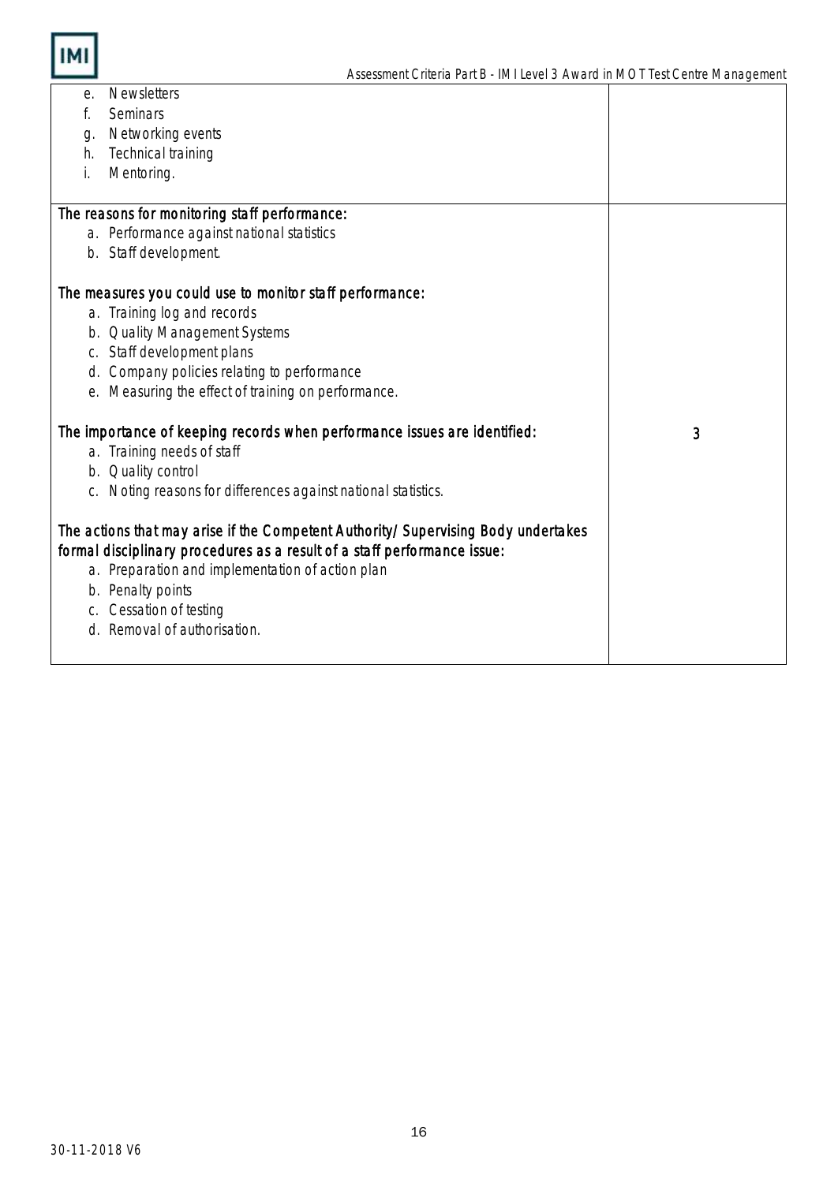| | |
|---|---|
| e. Newsletters<br>f. Seminars<br>g. Networking events<br>h. Technical training<br>i. Mentoring. | |
| **The reasons for monitoring staff performance:**<br>a. Performance against national statistics<br>b. Staff development.<br><br>**The measures you could use to monitor staff performance:**<br>a. Training log and records<br>b. Quality Management Systems<br>c. Staff development plans<br>d. Company policies relating to performance<br>e. Measuring the effect of training on performance.<br><br>**The importance of keeping records when performance issues are identified:**<br>a. Training needs of staff<br>b. Quality control<br>c. Noting reasons for differences against national statistics.<br><br>**The actions that may arise if the Competent Authority/ Supervising Body undertakes formal disciplinary procedures as a result of a staff performance issue:**<br>a. Preparation and implementation of action plan<br>b. Penalty points<br>c. Cessation of testing<br>d. Removal of authorisation. | 3 |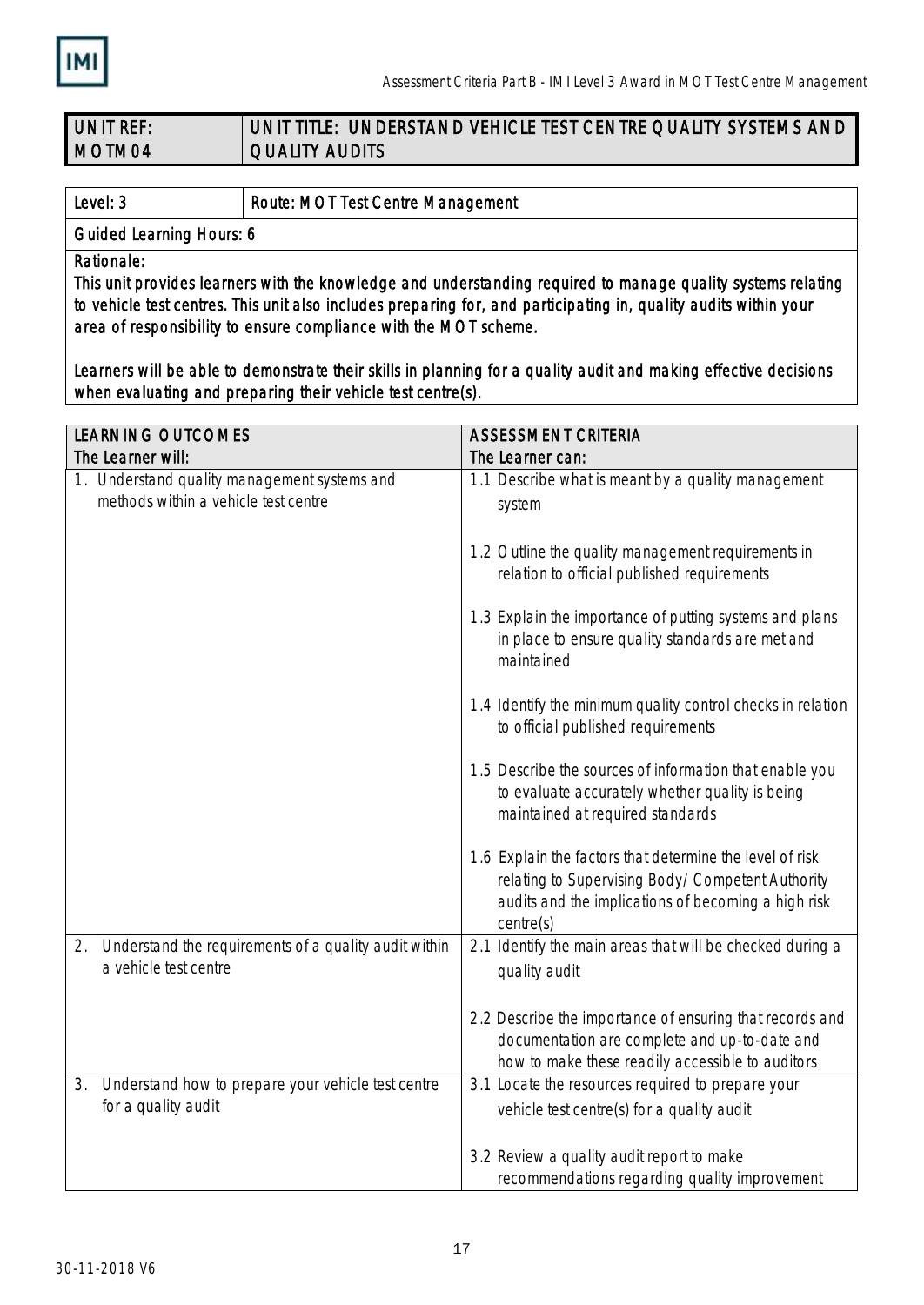| UNIT REF: MOTM04 | UNIT TITLE: UNDERSTAND VEHICLE TEST CENTRE QUALITY SYSTEMS AND QUALITY AUDITS |
| --- | --- |

| Level: 3 | Route: MOT Test Centre Management |
| --- | --- |
| Guided Learning Hours: 6 | |
| Rationale:<br>This unit provides learners with the knowledge and understanding required to manage quality systems relating to vehicle test centres. This unit also includes preparing for, and participating in, quality audits within your area of responsibility to ensure compliance with the MOT scheme.<br><br>Learners will be able to demonstrate their skills in planning for a quality audit and making effective decisions when evaluating and preparing their vehicle test centre(s). | |

| LEARNING OUTCOMES<br>The Learner will: | ASSESSMENT CRITERIA<br>The Learner can: |
| --- | --- |
| 1. Understand quality management systems and methods within a vehicle test centre | 1.1 Describe what is meant by a quality management system |
| | 1.2 Outline the quality management requirements in relation to official published requirements |
| | 1.3 Explain the importance of putting systems and plans in place to ensure quality standards are met and maintained |
| | 1.4 Identify the minimum quality control checks in relation to official published requirements |
| | 1.5 Describe the sources of information that enable you to evaluate accurately whether quality is being maintained at required standards |
| | 1.6 Explain the factors that determine the level of risk relating to Supervising Body/ Competent Authority audits and the implications of becoming a high risk centre(s) |
| 2. Understand the requirements of a quality audit within a vehicle test centre | 2.1 Identify the main areas that will be checked during a quality audit |
| | 2.2 Describe the importance of ensuring that records and documentation are complete and up-to-date and how to make these readily accessible to auditors |
| 3. Understand how to prepare your vehicle test centre for a quality audit | 3.1 Locate the resources required to prepare your vehicle test centre(s) for a quality audit |
| | 3.2 Review a quality audit report to make recommendations regarding quality improvement |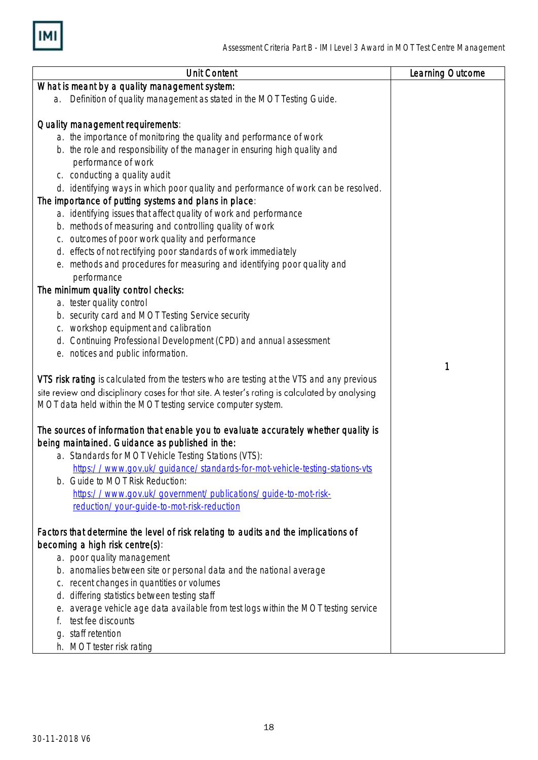| Unit Content | Learning Outcome |
|---|---|
| **What is meant by a quality management system:**<br>a. Definition of quality management as stated in the MOT Testing Guide.<br><br>**Quality management requirements**:<br>a. the importance of monitoring the quality and performance of work<br>b. the role and responsibility of the manager in ensuring high quality and performance of work<br>c. conducting a quality audit<br>d. identifying ways in which poor quality and performance of work can be resolved.<br>**The importance of putting systems and plans in place**:<br>a. identifying issues that affect quality of work and performance<br>b. methods of measuring and controlling quality of work<br>c. outcomes of poor work quality and performance<br>d. effects of not rectifying poor standards of work immediately<br>e. methods and procedures for measuring and identifying poor quality and performance<br>**The minimum quality control checks:**<br>a. tester quality control<br>b. security card and MOT Testing Service security<br>c. workshop equipment and calibration<br>d. Continuing Professional Development (CPD) and annual assessment<br>e. notices and public information.<br><br>**VTS risk rating** is calculated from the testers who are testing at the VTS and any previous site review and disciplinary cases for that site. A tester's rating is calculated by analysing MOT data held within the MOT testing service computer system.<br><br>**The sources of information that enable you to evaluate accurately whether quality is being maintained. Guidance as published in the:**<br>a. Standards for MOT Vehicle Testing Stations (VTS): https://www.gov.uk/guidance/standards-for-mot-vehicle-testing-stations-vts<br>b. Guide to MOT Risk Reduction: https://www.gov.uk/government/publications/guide-to-mot-risk-reduction/your-guide-to-mot-risk-reduction<br><br>**Factors that determine the level of risk relating to audits and the implications of becoming a high risk centre(s)**:<br>a. poor quality management<br>b. anomalies between site or personal data and the national average<br>c. recent changes in quantities or volumes<br>d. differing statistics between testing staff<br>e. average vehicle age data available from test logs within the MOT testing service<br>f. test fee discounts<br>g. staff retention<br>h. MOT tester risk rating | 1 |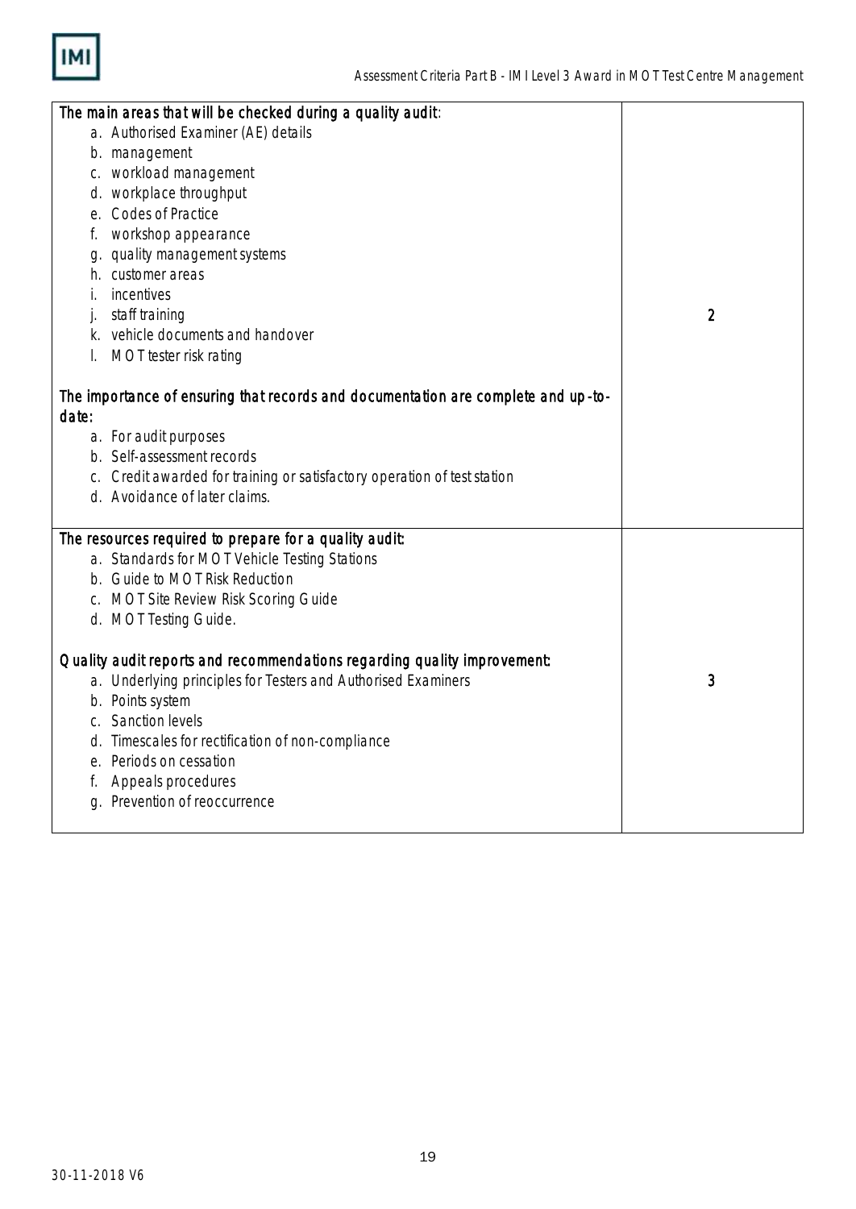| | |
|---|---|
| **The main areas that will be checked during a quality audit**:<br>a. Authorised Examiner (AE) details<br>b. management<br>c. workload management<br>d. workplace throughput<br>e. Codes of Practice<br>f. workshop appearance<br>g. quality management systems<br>h. customer areas<br>i. incentives<br>j. staff training<br>k. vehicle documents and handover<br>l. MOT tester risk rating<br><br>**The importance of ensuring that records and documentation are complete and up-to-date:**<br>a. For audit purposes<br>b. Self-assessment records<br>c. Credit awarded for training or satisfactory operation of test station<br>d. Avoidance of later claims. | 2 |
| **The resources required to prepare for a quality audit:**<br>a. Standards for MOT Vehicle Testing Stations<br>b. Guide to MOT Risk Reduction<br>c. MOT Site Review Risk Scoring Guide<br>d. MOT Testing Guide.<br><br>**Quality audit reports and recommendations regarding quality improvement:**<br>a. Underlying principles for Testers and Authorised Examiners<br>b. Points system<br>c. Sanction levels<br>d. Timescales for rectification of non-compliance<br>e. Periods on cessation<br>f. Appeals procedures<br>g. Prevention of reoccurrence | 3 |